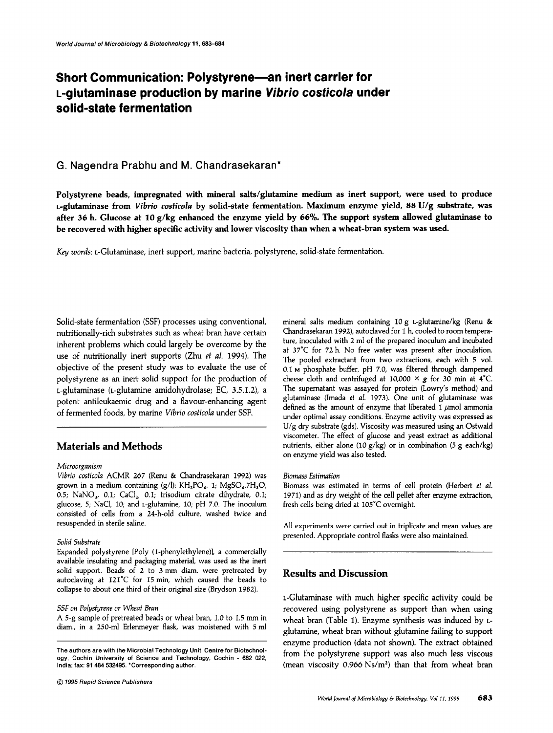# Short Communication: Polystyrene—an inert carrier for L-glutaminase production by marine *Vibrio costicola* under solid-state fermentation

G. Nagendra Prabhu and M. Chandrasekaran*

**Polystyrene beads, impregnated with mineral salts/glutamine medium as inert support, were used to produce L-glutaminase from *Vibrio costicola* by solid-state fermentation. Maximum enzyme yield, 88 U/g substrate, was after 36 h. Glucose at 10 g/kg enhanced the enzyme yield by 66%. The support system allowed glutaminase to be recovered with higher specific activity and lower viscosity than when a wheat-bran system was used.**

*Key words*: L-Glutaminase, inert support, marine bacteria, polystyrene, solid-state fermentation.

Solid-state fermentation (SSF) processes using conventional, nutritionally-rich substrates such as wheat bran have certain inherent problems which could largely be overcome by the use of nutritionally inert supports (Zhu *et al.* 1994). The objective of the present study was to evaluate the use of polystyrene as an inert solid support for the production of L-glutaminase (L-glutamine amidohydrolase; EC, 3.5.1.2), a potent antileukaemic drug and a flavour-enhancing agent of fermented foods, by marine *Vibrio costicola* under SSF.

## Materials and Methods

### Microorganism

*Vibrio costicola* ACMR 267 (Renu & Chandrasekaran 1992) was grown in a medium containing (g/l): $KH_2PO_4$, 1; $MgSO_4.7H_2O$, 0.5; $NaNO_3$, 0.1; $CaCl_2$, 0.1; trisodium citrate dihydrate, 0.1; glucose, 5; NaCl, 10; and L-glutamine, 10; pH 7.0. The inoculum consisted of cells from a 24-h-old culture, washed twice and resuspended in sterile saline.

### Solid Substrate

Expanded polystyrene [Poly (1-phenylethylene)], a commercially available insulating and packaging material, was used as the inert solid support. Beads of 2 to 3 mm diam. were pretreated by autoclaving at 121°C for 15 min, which caused the beads to collapse to about one third of their original size (Brydson 1982).

### SSF on Polystyrene or Wheat Bran

A 5-g sample of pretreated beads or wheat bran, 1.0 to 1.5 mm in diam., in a 250-ml Erlenmeyer flask, was moistened with 5 ml mineral salts medium containing 10 g L-glutamine/kg (Renu & Chandrasekaran 1992), autoclaved for 1 h, cooled to room temperature, inoculated with 2 ml of the prepared inoculum and incubated at 37°C for 72 h. No free water was present after inoculation. The pooled extractant from two extractions, each with 5 vol. 0.1 M phosphate buffer, pH 7.0, was filtered through dampened cheese cloth and centrifuged at 10,000 × *g* for 30 min at 4°C. The supernatant was assayed for protein (Lowry's method) and glutaminase (Imada *et al.* 1973). One unit of glutaminase was defined as the amount of enzyme that liberated 1 μmol ammonia under optimal assay conditions. Enzyme activity was expressed as U/g dry substrate (gds). Viscosity was measured using an Ostwald viscometer. The effect of glucose and yeast extract as additional nutrients, either alone (10 g/kg) or in combination (5 g each/kg) on enzyme yield was also tested.

### Biomass Estimation

Biomass was estimated in terms of cell protein (Herbert *et al.* 1971) and as dry weight of the cell pellet after enzyme extraction, fresh cells being dried at 105°C overnight.

All experiments were carried out in triplicate and mean values are presented. Appropriate control flasks were also maintained.

## Results and Discussion

L-Glutaminase with much higher specific activity could be recovered using polystyrene as support than when using wheat bran (Table 1). Enzyme synthesis was induced by L-glutamine, wheat bran without glutamine failing to support enzyme production (data not shown). The extract obtained from the polystyrene support was also much less viscous (mean viscosity 0.966 $Ns/m^2$) than that from wheat bran

The authors are with the Microbial Technology Unit, Centre for Biotechnology, Cochin University of Science and Technology, Cochin - 682 022, India; fax: 91 484 532495. *Corresponding author.

© 1995 Rapid Science Publishers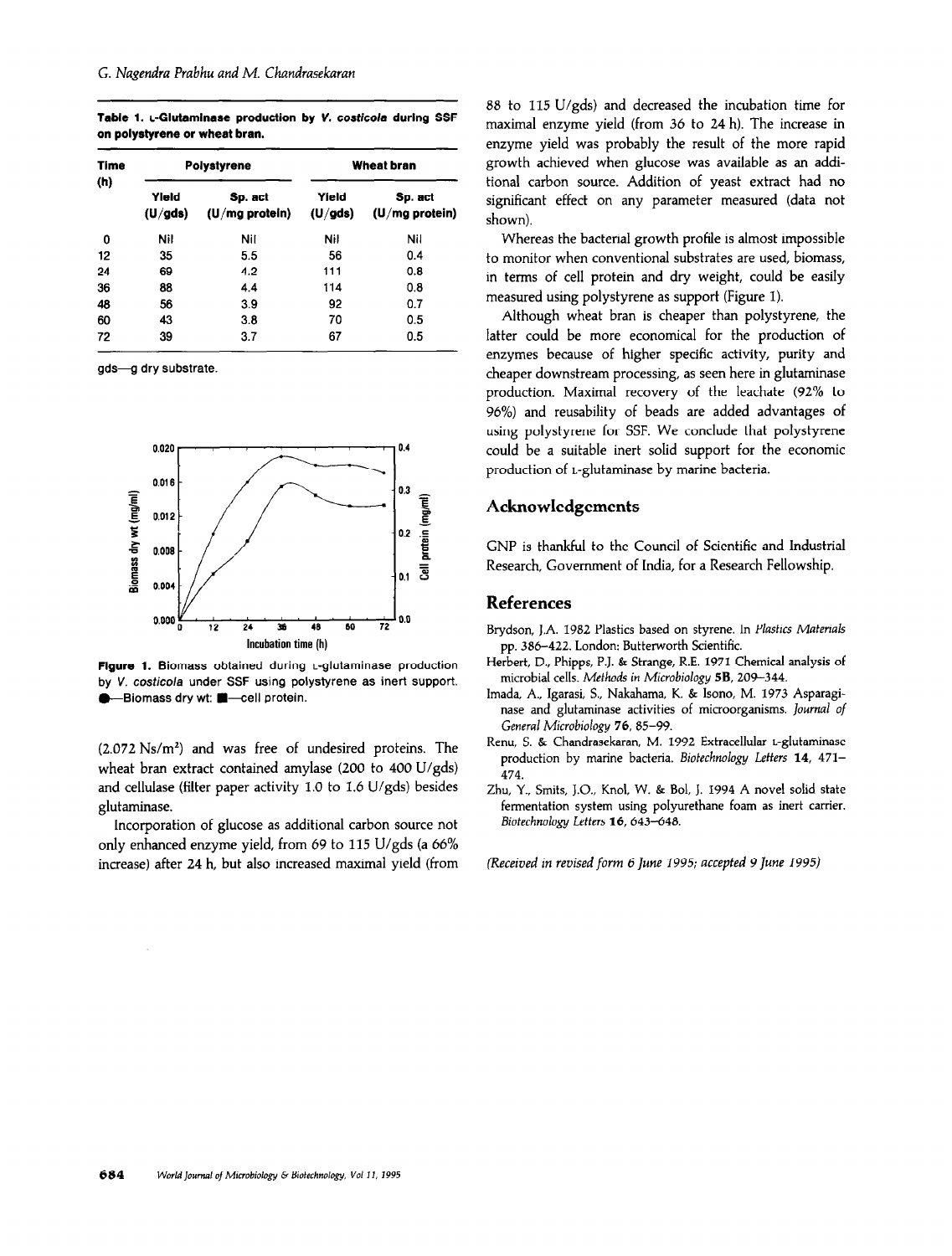**Table 1.** L-Glutaminase production by *V. costicola* during SSF on polystyrene or wheat bran.

| Time (h) | Polystyrene | | Wheat bran | |
|---|---|---|---|---|
| | Yield (U/gds) | Sp. act (U/mg protein) | Yield (U/gds) | Sp. act (U/mg protein) |
| 0 | Nil | Nil | Nil | Nil |
| 12 | 35 | 5.5 | 56 | 0.4 |
| 24 | 69 | 4.2 | 111 | 0.8 |
| 36 | 88 | 4.4 | 114 | 0.8 |
| 48 | 56 | 3.9 | 92 | 0.7 |
| 60 | 43 | 3.8 | 70 | 0.5 |
| 72 | 39 | 3.7 | 67 | 0.5 |

gds—g dry substrate.

Biomass dry wt (mg/ml)

0.020
0.016
0.012
0.008
0.004
0.000

Cell protein (mg/ml)

0.4
0.3
0.2
0.1
0.0

Incubation time (h)

0 12 24 36 48 60 72

**Figure 1.** Biomass obtained during L-glutaminase production by *V. costicola* under SSF using polystyrene as inert support. ●—Biomass dry wt: ■—cell protein.

(2.072 $Ns/m^2$) and was free of undesired proteins. The wheat bran extract contained amylase (200 to 400 U/gds) and cellulase (filter paper activity 1.0 to 1.6 U/gds) besides glutaminase.

Incorporation of glucose as additional carbon source not only enhanced enzyme yield, from 69 to 115 U/gds (a 66% increase) after 24 h, but also increased maximal yield (from 88 to 115 U/gds) and decreased the incubation time for maximal enzyme yield (from 36 to 24 h). The increase in enzyme yield was probably the result of the more rapid growth achieved when glucose was available as an additional carbon source. Addition of yeast extract had no significant effect on any parameter measured (data not shown).

Whereas the bacterial growth profile is almost impossible to monitor when conventional substrates are used, biomass, in terms of cell protein and dry weight, could be easily measured using polystyrene as support (Figure 1).

Although wheat bran is cheaper than polystyrene, the latter could be more economical for the production of enzymes because of higher specific activity, purity and cheaper downstream processing, as seen here in glutaminase production. Maximal recovery of the leachate (92% to 96%) and reusability of beads are added advantages of using polystyrene for SSF. We conclude that polystyrene could be a suitable inert solid support for the economic production of L-glutaminase by marine bacteria.

## Acknowledgements

GNP is thankful to the Council of Scientific and Industrial Research, Government of India, for a Research Fellowship.

## References

Brydson, J.A. 1982 Plastics based on styrene. In *Plastics Materials* pp. 386–422. London: Butterworth Scientific.

Herbert, D., Phipps, P.J. & Strange, R.E. 1971 Chemical analysis of microbial cells. *Methods in Microbiology* **5B**, 209–344.

Imada, A., Igarasi, S., Nakahama, K. & Isono, M. 1973 Asparaginase and glutaminase activities of microorganisms. *Journal of General Microbiology* **76**, 85–99.

Renu, S. & Chandrasekaran, M. 1992 Extracellular L-glutaminase production by marine bacteria. *Biotechnology Letters* **14**, 471–474.

Zhu, Y., Smits, J.O., Knol, W. & Bol, J. 1994 A novel solid state fermentation system using polyurethane foam as inert carrier. *Biotechnology Letters* **16**, 643–648.

*(Received in revised form 6 June 1995; accepted 9 June 1995)*